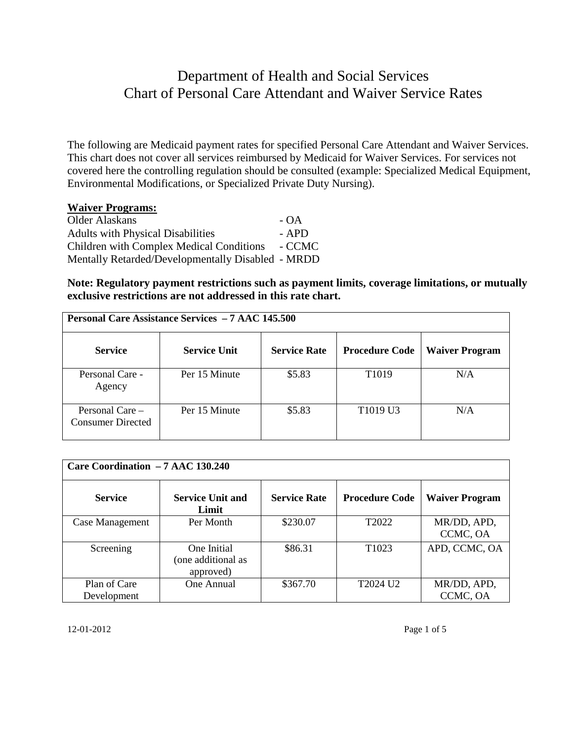# Department of Health and Social Services
## Chart of Personal Care Attendant and Waiver Service Rates

The following are Medicaid payment rates for specified Personal Care Attendant and Waiver Services. This chart does not cover all services reimbursed by Medicaid for Waiver Services. For services not covered here the controlling regulation should be consulted (example: Specialized Medical Equipment, Environmental Modifications, or Specialized Private Duty Nursing).

**Waiver Programs:**

Older Alaskans - OA
Adults with Physical Disabilities - APD
Children with Complex Medical Conditions - CCMC
Mentally Retarded/Developmentally Disabled - MRDD

**Note: Regulatory payment restrictions such as payment limits, coverage limitations, or mutually exclusive restrictions are not addressed in this rate chart.**

| **Personal Care Assistance Services – 7 AAC 145.500** | | | | |
|---|---|---|---|---|
| **Service** | **Service Unit** | **Service Rate** | **Procedure Code** | **Waiver Program** |
| Personal Care - Agency | Per 15 Minute | $5.83 | T1019 | N/A |
| Personal Care – Consumer Directed | Per 15 Minute | $5.83 | T1019 U3 | N/A |

| **Care Coordination – 7 AAC 130.240** | | | | |
|---|---|---|---|---|
| **Service** | **Service Unit and Limit** | **Service Rate** | **Procedure Code** | **Waiver Program** |
| Case Management | Per Month | $230.07 | T2022 | MR/DD, APD, CCMC, OA |
| Screening | One Initial (one additional as approved) | $86.31 | T1023 | APD, CCMC, OA |
| Plan of Care Development | One Annual | $367.70 | T2024 U2 | MR/DD, APD, CCMC, OA |

12-01-2012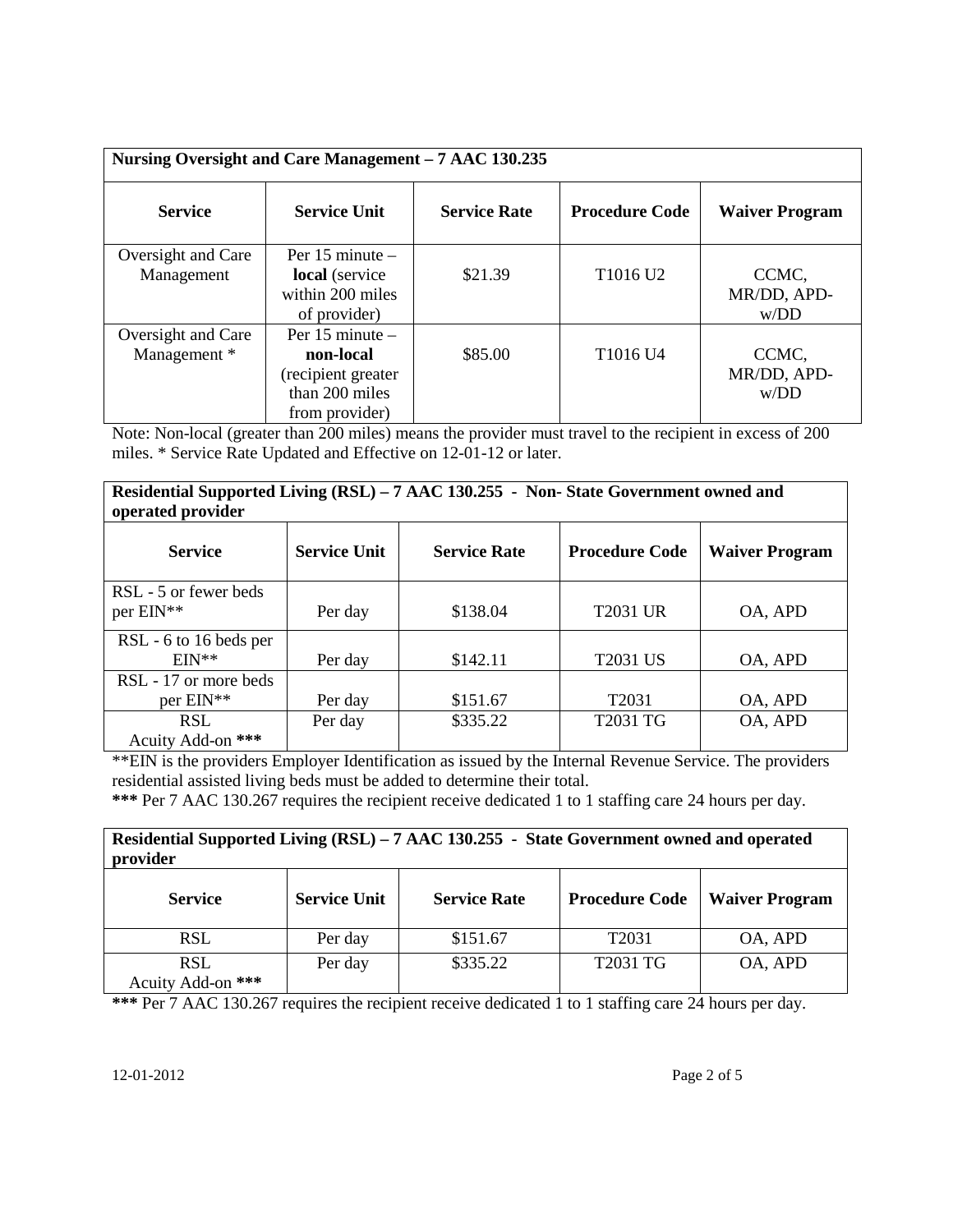## Nursing Oversight and Care Management – 7 AAC 130.235

| Service | Service Unit | Service Rate | Procedure Code | Waiver Program |
|---|---|---|---|---|
| Oversight and Care Management | Per 15 minute – **local** (service within 200 miles of provider) | $21.39 | T1016 U2 | CCMC, MR/DD, APD-w/DD |
| Oversight and Care Management * | Per 15 minute – **non-local** (recipient greater than 200 miles from provider) | $85.00 | T1016 U4 | CCMC, MR/DD, APD-w/DD |

Note: Non-local (greater than 200 miles) means the provider must travel to the recipient in excess of 200 miles. * Service Rate Updated and Effective on 12-01-12 or later.

## Residential Supported Living (RSL) – 7 AAC 130.255 - Non- State Government owned and operated provider

| Service | Service Unit | Service Rate | Procedure Code | Waiver Program |
|---|---|---|---|---|
| RSL - 5 or fewer beds per EIN** | Per day | $138.04 | T2031 UR | OA, APD |
| RSL - 6 to 16 beds per EIN** | Per day | $142.11 | T2031 US | OA, APD |
| RSL - 17 or more beds per EIN** | Per day | $151.67 | T2031 | OA, APD |
| RSL Acuity Add-on *** | Per day | $335.22 | T2031 TG | OA, APD |

**EIN is the providers Employer Identification as issued by the Internal Revenue Service. The providers residential assisted living beds must be added to determine their total.

*** Per 7 AAC 130.267 requires the recipient receive dedicated 1 to 1 staffing care 24 hours per day.

## Residential Supported Living (RSL) – 7 AAC 130.255 - State Government owned and operated provider

| Service | Service Unit | Service Rate | Procedure Code | Waiver Program |
|---|---|---|---|---|
| RSL | Per day | $151.67 | T2031 | OA, APD |
| RSL Acuity Add-on *** | Per day | $335.22 | T2031 TG | OA, APD |

*** Per 7 AAC 130.267 requires the recipient receive dedicated 1 to 1 staffing care 24 hours per day.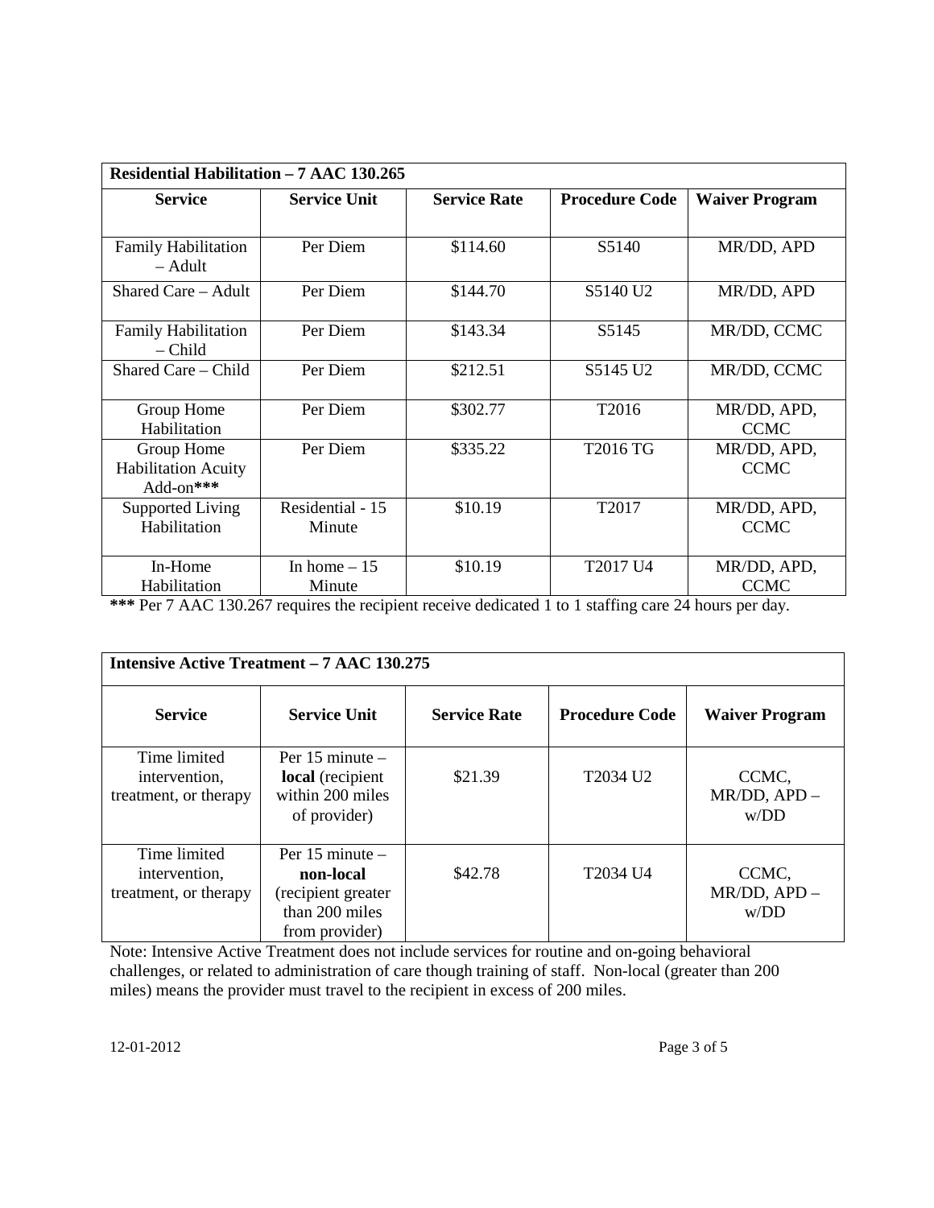| **Residential Habilitation – 7 AAC 130.265** | | | | |
|---|---|---|---|---|
| **Service** | **Service Unit** | **Service Rate** | **Procedure Code** | **Waiver Program** |
| Family Habilitation – Adult | Per Diem | $114.60 | S5140 | MR/DD, APD |
| Shared Care – Adult | Per Diem | $144.70 | S5140 U2 | MR/DD, APD |
| Family Habilitation – Child | Per Diem | $143.34 | S5145 | MR/DD, CCMC |
| Shared Care – Child | Per Diem | $212.51 | S5145 U2 | MR/DD, CCMC |
| Group Home Habilitation | Per Diem | $302.77 | T2016 | MR/DD, APD, CCMC |
| Group Home Habilitation Acuity Add-on*** | Per Diem | $335.22 | T2016 TG | MR/DD, APD, CCMC |
| Supported Living Habilitation | Residential - 15 Minute | $10.19 | T2017 | MR/DD, APD, CCMC |
| In-Home Habilitation | In home – 15 Minute | $10.19 | T2017 U4 | MR/DD, APD, CCMC |

**\*\*\*** Per 7 AAC 130.267 requires the recipient receive dedicated 1 to 1 staffing care 24 hours per day.

| **Intensive Active Treatment – 7 AAC 130.275** | | | | |
|---|---|---|---|---|
| **Service** | **Service Unit** | **Service Rate** | **Procedure Code** | **Waiver Program** |
| Time limited intervention, treatment, or therapy | Per 15 minute – **local** (recipient within 200 miles of provider) | $21.39 | T2034 U2 | CCMC, MR/DD, APD – w/DD |
| Time limited intervention, treatment, or therapy | Per 15 minute – **non-local** (recipient greater than 200 miles from provider) | $42.78 | T2034 U4 | CCMC, MR/DD, APD – w/DD |

Note: Intensive Active Treatment does not include services for routine and on-going behavioral challenges, or related to administration of care though training of staff. Non-local (greater than 200 miles) means the provider must travel to the recipient in excess of 200 miles.

12-01-2012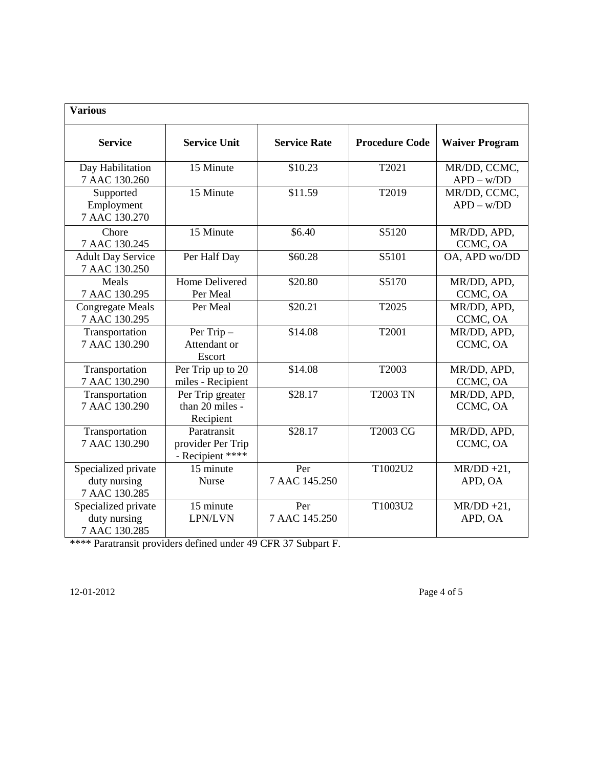| Various | | | | |
|---|---|---|---|---|
| **Service** | **Service Unit** | **Service Rate** | **Procedure Code** | **Waiver Program** |
| Day Habilitation 7 AAC 130.260 | 15 Minute | $10.23 | T2021 | MR/DD, CCMC, APD – w/DD |
| Supported Employment 7 AAC 130.270 | 15 Minute | $11.59 | T2019 | MR/DD, CCMC, APD – w/DD |
| Chore 7 AAC 130.245 | 15 Minute | $6.40 | S5120 | MR/DD, APD, CCMC, OA |
| Adult Day Service 7 AAC 130.250 | Per Half Day | $60.28 | S5101 | OA, APD wo/DD |
| Meals 7 AAC 130.295 | Home Delivered Per Meal | $20.80 | S5170 | MR/DD, APD, CCMC, OA |
| Congregate Meals 7 AAC 130.295 | Per Meal | $20.21 | T2025 | MR/DD, APD, CCMC, OA |
| Transportation 7 AAC 130.290 | Per Trip – Attendant or Escort | $14.08 | T2001 | MR/DD, APD, CCMC, OA |
| Transportation 7 AAC 130.290 | Per Trip up to 20 miles - Recipient | $14.08 | T2003 | MR/DD, APD, CCMC, OA |
| Transportation 7 AAC 130.290 | Per Trip greater than 20 miles - Recipient | $28.17 | T2003 TN | MR/DD, APD, CCMC, OA |
| Transportation 7 AAC 130.290 | Paratransit provider Per Trip - Recipient **** | $28.17 | T2003 CG | MR/DD, APD, CCMC, OA |
| Specialized private duty nursing 7 AAC 130.285 | 15 minute Nurse | Per 7 AAC 145.250 | T1002U2 | MR/DD +21, APD, OA |
| Specialized private duty nursing 7 AAC 130.285 | 15 minute LPN/LVN | Per 7 AAC 145.250 | T1003U2 | MR/DD +21, APD, OA |

**** Paratransit providers defined under 49 CFR 37 Subpart F.

12-01-2012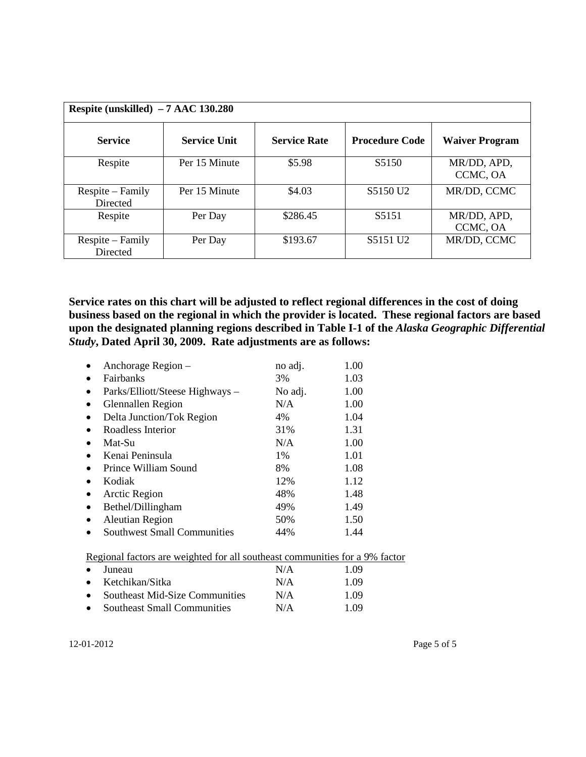| Respite (unskilled) – 7 AAC 130.280 | | | | |
|---|---|---|---|---|
| **Service** | **Service Unit** | **Service Rate** | **Procedure Code** | **Waiver Program** |
| Respite | Per 15 Minute | $5.98 | S5150 | MR/DD, APD, CCMC, OA |
| Respite – Family Directed | Per 15 Minute | $4.03 | S5150 U2 | MR/DD, CCMC |
| Respite | Per Day | $286.45 | S5151 | MR/DD, APD, CCMC, OA |
| Respite – Family Directed | Per Day | $193.67 | S5151 U2 | MR/DD, CCMC |

**Service rates on this chart will be adjusted to reflect regional differences in the cost of doing business based on the regional in which the provider is located. These regional factors are based upon the designated planning regions described in Table I-1 of the *Alaska Geographic Differential Study*, Dated April 30, 2009. Rate adjustments are as follows:**

- Anchorage Region – no adj. 1.00
- Fairbanks 3% 1.03
- Parks/Elliott/Steese Highways – No adj. 1.00
- Glennallen Region N/A 1.00
- Delta Junction/Tok Region 4% 1.04
- Roadless Interior 31% 1.31
- Mat-Su N/A 1.00
- Kenai Peninsula 1% 1.01
- Prince William Sound 8% 1.08
- Kodiak 12% 1.12
- Arctic Region 48% 1.48
- Bethel/Dillingham 49% 1.49
- Aleutian Region 50% 1.50
- Southwest Small Communities 44% 1.44

Regional factors are weighted for all southeast communities for a 9% factor

- Juneau N/A 1.09
- Ketchikan/Sitka N/A 1.09
- Southeast Mid-Size Communities N/A 1.09
- Southeast Small Communities N/A 1.09

12-01-2012